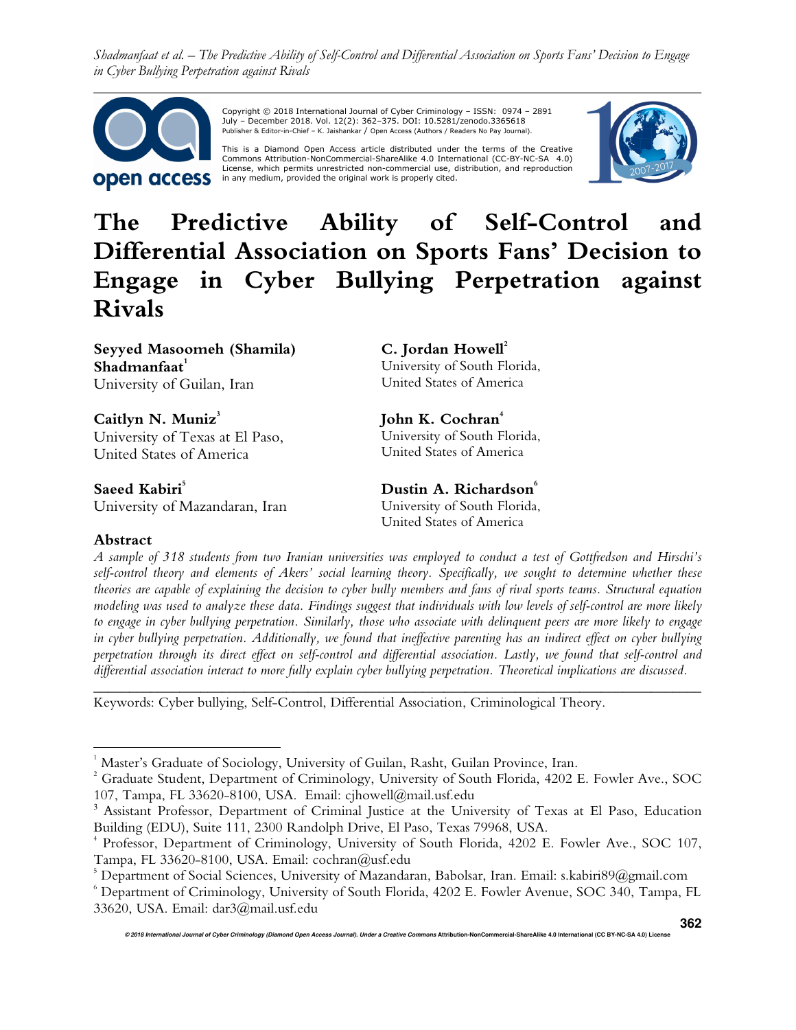Copyright © 2018 International Journal of Cyber Criminology – ISSN: 0974 – 2891
July – December 2018. Vol. 12(2): 362–375. DOI: 10.5281/zenodo.3365618
Publisher & Editor-in-Chief – K. Jaishankar / Open Access (Authors / Readers No Pay Journal).

This is a Diamond Open Access article distributed under the terms of the Creative Commons Attribution-NonCommercial-ShareAlike 4.0 International (CC-BY-NC-SA 4.0) License, which permits unrestricted non-commercial use, distribution, and reproduction in any medium, provided the original work is properly cited.

# The Predictive Ability of Self-Control and Differential Association on Sports Fans' Decision to Engage in Cyber Bullying Perpetration against Rivals

**Seyyed Masoomeh (Shamila) Shadmanfaat**[1]
University of Guilan, Iran

**C. Jordan Howell**[2]
University of South Florida, United States of America

**Caitlyn N. Muniz**[3]
University of Texas at El Paso, United States of America

**John K. Cochran**[4]
University of South Florida, United States of America

**Saeed Kabiri**[5]
University of Mazandaran, Iran

**Dustin A. Richardson**[6]
University of South Florida, United States of America

## Abstract

*A sample of 318 students from two Iranian universities was employed to conduct a test of Gottfredson and Hirschi's self-control theory and elements of Akers' social learning theory. Specifically, we sought to determine whether these theories are capable of explaining the decision to cyber bully members and fans of rival sports teams. Structural equation modeling was used to analyze these data. Findings suggest that individuals with low levels of self-control are more likely to engage in cyber bullying perpetration. Similarly, those who associate with delinquent peers are more likely to engage in cyber bullying perpetration. Additionally, we found that ineffective parenting has an indirect effect on cyber bullying perpetration through its direct effect on self-control and differential association. Lastly, we found that self-control and differential association interact to more fully explain cyber bullying perpetration. Theoretical implications are discussed.*

---

Keywords: Cyber bullying, Self-Control, Differential Association, Criminological Theory.

---

[1] Master's Graduate of Sociology, University of Guilan, Rasht, Guilan Province, Iran.

[2] Graduate Student, Department of Criminology, University of South Florida, 4202 E. Fowler Ave., SOC 107, Tampa, FL 33620-8100, USA. Email: cjhowell@mail.usf.edu

[3] Assistant Professor, Department of Criminal Justice at the University of Texas at El Paso, Education Building (EDU), Suite 111, 2300 Randolph Drive, El Paso, Texas 79968, USA.

[4] Professor, Department of Criminology, University of South Florida, 4202 E. Fowler Ave., SOC 107, Tampa, FL 33620-8100, USA. Email: cochran@usf.edu

[5] Department of Social Sciences, University of Mazandaran, Babolsar, Iran. Email: s.kabiri89@gmail.com

[6] Department of Criminology, University of South Florida, 4202 E. Fowler Avenue, SOC 340, Tampa, FL 33620, USA. Email: dar3@mail.usf.edu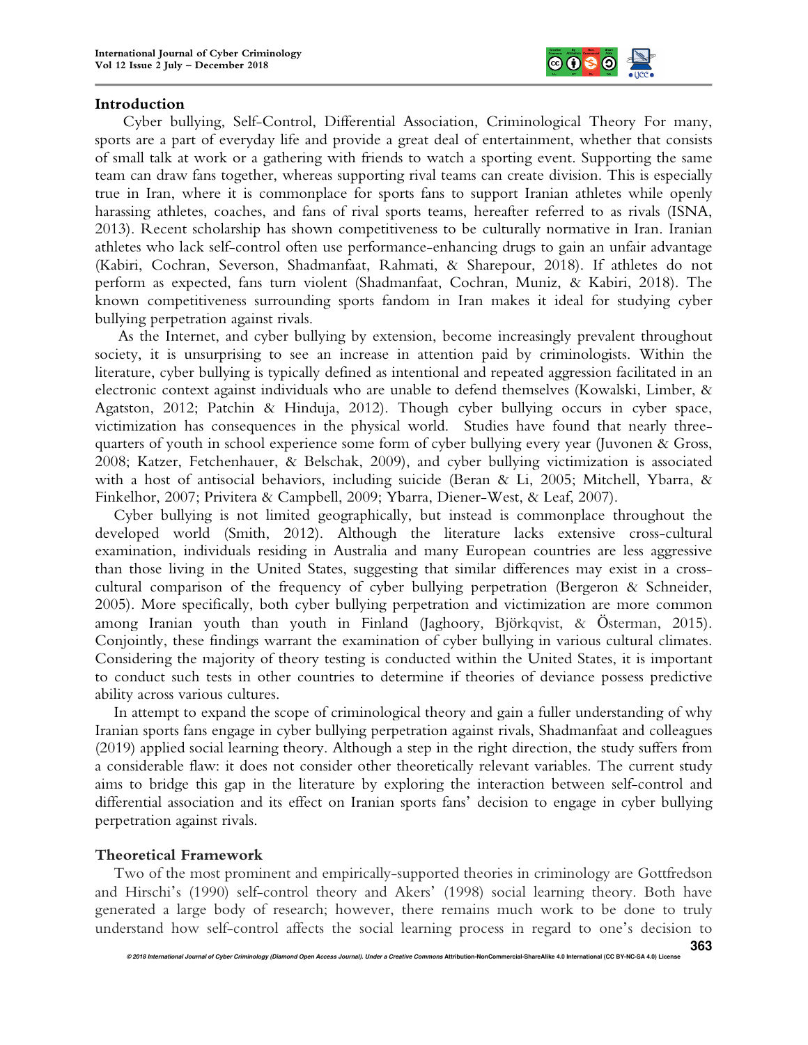## Introduction

Cyber bullying, Self-Control, Differential Association, Criminological Theory For many, sports are a part of everyday life and provide a great deal of entertainment, whether that consists of small talk at work or a gathering with friends to watch a sporting event. Supporting the same team can draw fans together, whereas supporting rival teams can create division. This is especially true in Iran, where it is commonplace for sports fans to support Iranian athletes while openly harassing athletes, coaches, and fans of rival sports teams, hereafter referred to as rivals (ISNA, 2013). Recent scholarship has shown competitiveness to be culturally normative in Iran. Iranian athletes who lack self-control often use performance-enhancing drugs to gain an unfair advantage (Kabiri, Cochran, Severson, Shadmanfaat, Rahmati, & Sharepour, 2018). If athletes do not perform as expected, fans turn violent (Shadmanfaat, Cochran, Muniz, & Kabiri, 2018). The known competitiveness surrounding sports fandom in Iran makes it ideal for studying cyber bullying perpetration against rivals.

As the Internet, and cyber bullying by extension, become increasingly prevalent throughout society, it is unsurprising to see an increase in attention paid by criminologists. Within the literature, cyber bullying is typically defined as intentional and repeated aggression facilitated in an electronic context against individuals who are unable to defend themselves (Kowalski, Limber, & Agatston, 2012; Patchin & Hinduja, 2012). Though cyber bullying occurs in cyber space, victimization has consequences in the physical world. Studies have found that nearly three-quarters of youth in school experience some form of cyber bullying every year (Juvonen & Gross, 2008; Katzer, Fetchenhauer, & Belschak, 2009), and cyber bullying victimization is associated with a host of antisocial behaviors, including suicide (Beran & Li, 2005; Mitchell, Ybarra, & Finkelhor, 2007; Privitera & Campbell, 2009; Ybarra, Diener-West, & Leaf, 2007).

Cyber bullying is not limited geographically, but instead is commonplace throughout the developed world (Smith, 2012). Although the literature lacks extensive cross-cultural examination, individuals residing in Australia and many European countries are less aggressive than those living in the United States, suggesting that similar differences may exist in a cross-cultural comparison of the frequency of cyber bullying perpetration (Bergeron & Schneider, 2005). More specifically, both cyber bullying perpetration and victimization are more common among Iranian youth than youth in Finland (Jaghoory, Björkqvist, & Österman, 2015). Conjointly, these findings warrant the examination of cyber bullying in various cultural climates. Considering the majority of theory testing is conducted within the United States, it is important to conduct such tests in other countries to determine if theories of deviance possess predictive ability across various cultures.

In attempt to expand the scope of criminological theory and gain a fuller understanding of why Iranian sports fans engage in cyber bullying perpetration against rivals, Shadmanfaat and colleagues (2019) applied social learning theory. Although a step in the right direction, the study suffers from a considerable flaw: it does not consider other theoretically relevant variables. The current study aims to bridge this gap in the literature by exploring the interaction between self-control and differential association and its effect on Iranian sports fans' decision to engage in cyber bullying perpetration against rivals.

## Theoretical Framework

Two of the most prominent and empirically-supported theories in criminology are Gottfredson and Hirschi's (1990) self-control theory and Akers' (1998) social learning theory. Both have generated a large body of research; however, there remains much work to be done to truly understand how self-control affects the social learning process in regard to one's decision to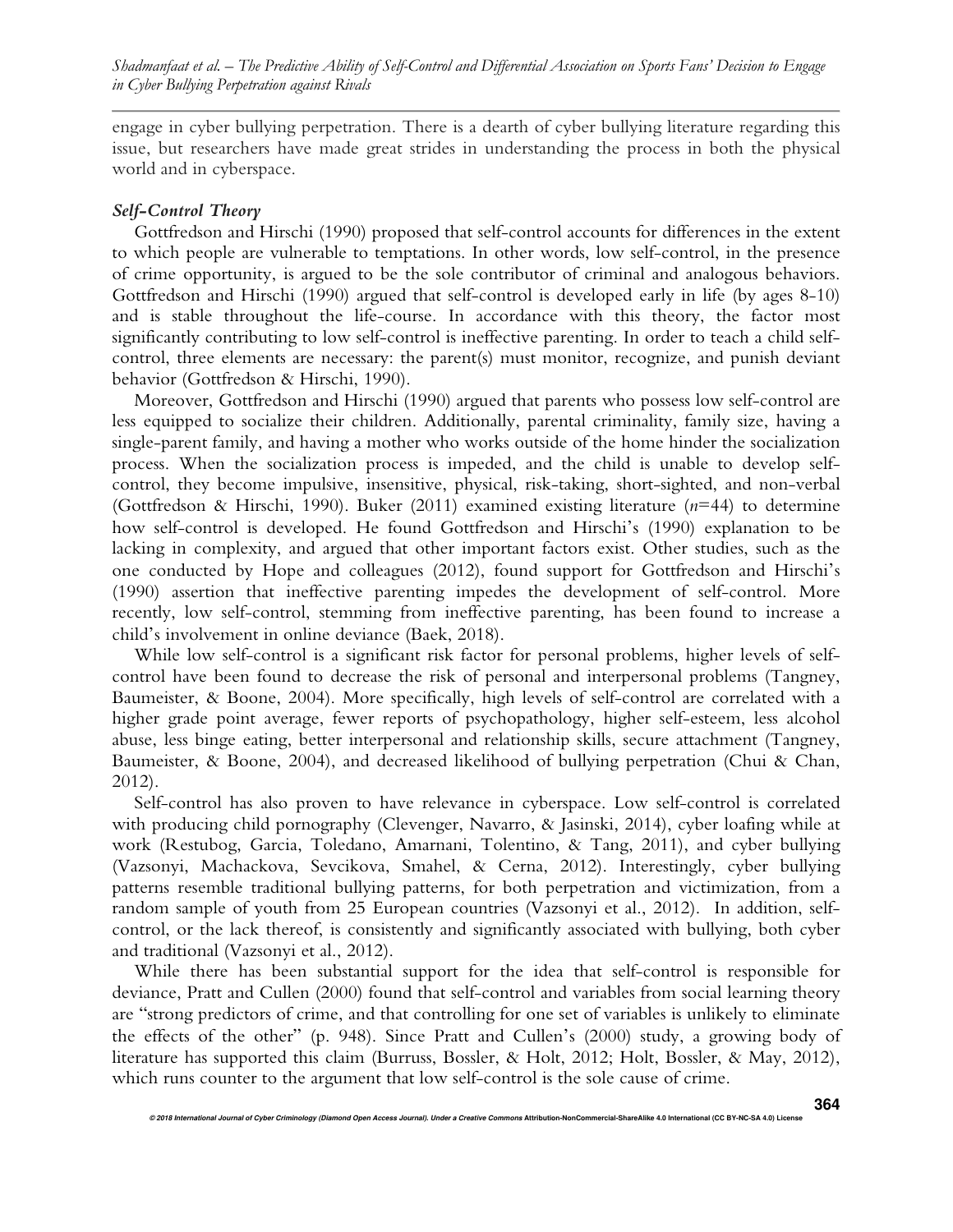engage in cyber bullying perpetration. There is a dearth of cyber bullying literature regarding this issue, but researchers have made great strides in understanding the process in both the physical world and in cyberspace.

### *Self-Control Theory*

Gottfredson and Hirschi (1990) proposed that self-control accounts for differences in the extent to which people are vulnerable to temptations. In other words, low self-control, in the presence of crime opportunity, is argued to be the sole contributor of criminal and analogous behaviors. Gottfredson and Hirschi (1990) argued that self-control is developed early in life (by ages 8-10) and is stable throughout the life-course. In accordance with this theory, the factor most significantly contributing to low self-control is ineffective parenting. In order to teach a child self-control, three elements are necessary: the parent(s) must monitor, recognize, and punish deviant behavior (Gottfredson & Hirschi, 1990).

Moreover, Gottfredson and Hirschi (1990) argued that parents who possess low self-control are less equipped to socialize their children. Additionally, parental criminality, family size, having a single-parent family, and having a mother who works outside of the home hinder the socialization process. When the socialization process is impeded, and the child is unable to develop self-control, they become impulsive, insensitive, physical, risk-taking, short-sighted, and non-verbal (Gottfredson & Hirschi, 1990). Buker (2011) examined existing literature ($n$=44) to determine how self-control is developed. He found Gottfredson and Hirschi's (1990) explanation to be lacking in complexity, and argued that other important factors exist. Other studies, such as the one conducted by Hope and colleagues (2012), found support for Gottfredson and Hirschi's (1990) assertion that ineffective parenting impedes the development of self-control. More recently, low self-control, stemming from ineffective parenting, has been found to increase a child's involvement in online deviance (Baek, 2018).

While low self-control is a significant risk factor for personal problems, higher levels of self-control have been found to decrease the risk of personal and interpersonal problems (Tangney, Baumeister, & Boone, 2004). More specifically, high levels of self-control are correlated with a higher grade point average, fewer reports of psychopathology, higher self-esteem, less alcohol abuse, less binge eating, better interpersonal and relationship skills, secure attachment (Tangney, Baumeister, & Boone, 2004), and decreased likelihood of bullying perpetration (Chui & Chan, 2012).

Self-control has also proven to have relevance in cyberspace. Low self-control is correlated with producing child pornography (Clevenger, Navarro, & Jasinski, 2014), cyber loafing while at work (Restubog, Garcia, Toledano, Amarnani, Tolentino, & Tang, 2011), and cyber bullying (Vazsonyi, Machackova, Sevcikova, Smahel, & Cerna, 2012). Interestingly, cyber bullying patterns resemble traditional bullying patterns, for both perpetration and victimization, from a random sample of youth from 25 European countries (Vazsonyi et al., 2012). In addition, self-control, or the lack thereof, is consistently and significantly associated with bullying, both cyber and traditional (Vazsonyi et al., 2012).

While there has been substantial support for the idea that self-control is responsible for deviance, Pratt and Cullen (2000) found that self-control and variables from social learning theory are "strong predictors of crime, and that controlling for one set of variables is unlikely to eliminate the effects of the other" (p. 948). Since Pratt and Cullen's (2000) study, a growing body of literature has supported this claim (Burruss, Bossler, & Holt, 2012; Holt, Bossler, & May, 2012), which runs counter to the argument that low self-control is the sole cause of crime.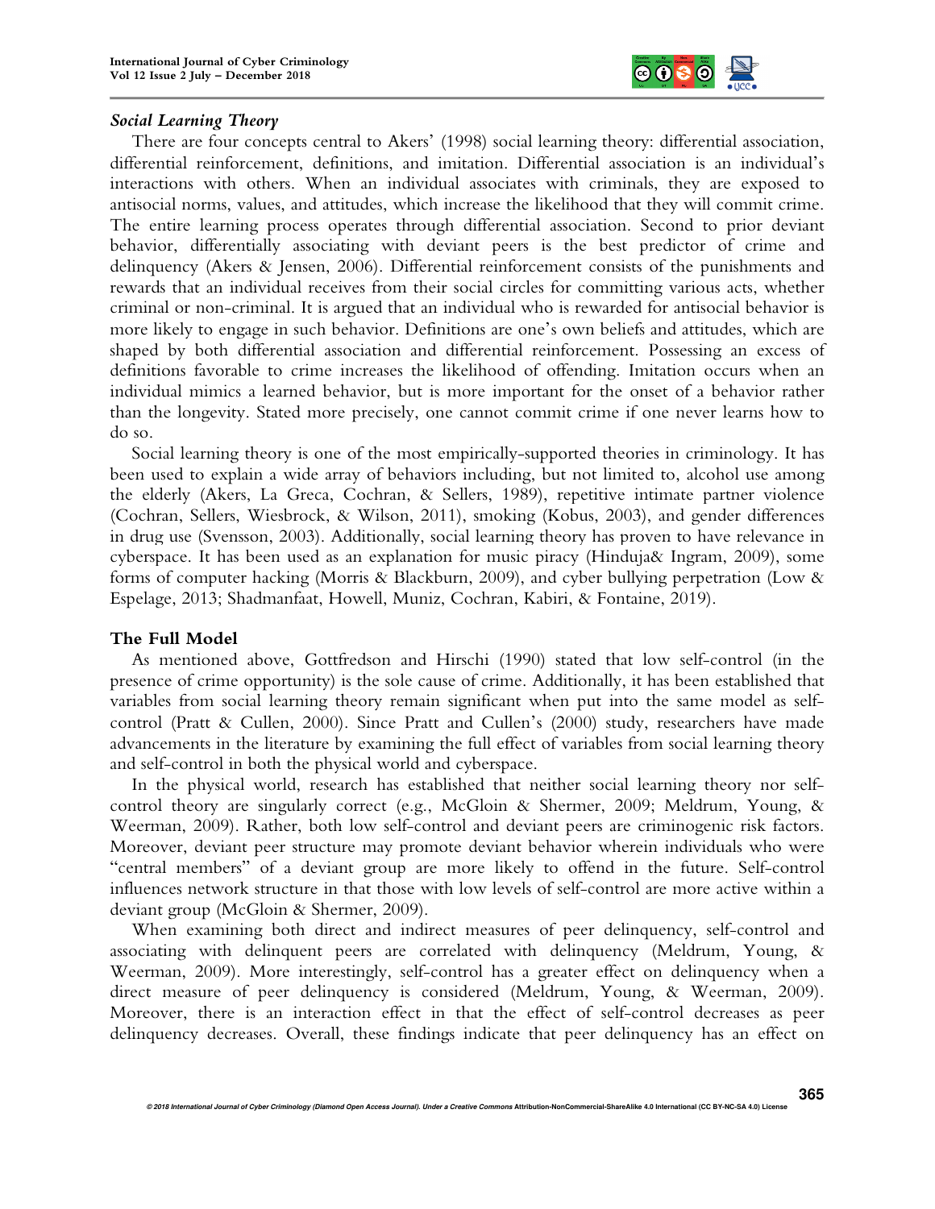### *Social Learning Theory*

There are four concepts central to Akers' (1998) social learning theory: differential association, differential reinforcement, definitions, and imitation. Differential association is an individual's interactions with others. When an individual associates with criminals, they are exposed to antisocial norms, values, and attitudes, which increase the likelihood that they will commit crime. The entire learning process operates through differential association. Second to prior deviant behavior, differentially associating with deviant peers is the best predictor of crime and delinquency (Akers & Jensen, 2006). Differential reinforcement consists of the punishments and rewards that an individual receives from their social circles for committing various acts, whether criminal or non-criminal. It is argued that an individual who is rewarded for antisocial behavior is more likely to engage in such behavior. Definitions are one's own beliefs and attitudes, which are shaped by both differential association and differential reinforcement. Possessing an excess of definitions favorable to crime increases the likelihood of offending. Imitation occurs when an individual mimics a learned behavior, but is more important for the onset of a behavior rather than the longevity. Stated more precisely, one cannot commit crime if one never learns how to do so.

Social learning theory is one of the most empirically-supported theories in criminology. It has been used to explain a wide array of behaviors including, but not limited to, alcohol use among the elderly (Akers, La Greca, Cochran, & Sellers, 1989), repetitive intimate partner violence (Cochran, Sellers, Wiesbrock, & Wilson, 2011), smoking (Kobus, 2003), and gender differences in drug use (Svensson, 2003). Additionally, social learning theory has proven to have relevance in cyberspace. It has been used as an explanation for music piracy (Hinduja& Ingram, 2009), some forms of computer hacking (Morris & Blackburn, 2009), and cyber bullying perpetration (Low & Espelage, 2013; Shadmanfaat, Howell, Muniz, Cochran, Kabiri, & Fontaine, 2019).

## The Full Model

As mentioned above, Gottfredson and Hirschi (1990) stated that low self-control (in the presence of crime opportunity) is the sole cause of crime. Additionally, it has been established that variables from social learning theory remain significant when put into the same model as self-control (Pratt & Cullen, 2000). Since Pratt and Cullen's (2000) study, researchers have made advancements in the literature by examining the full effect of variables from social learning theory and self-control in both the physical world and cyberspace.

In the physical world, research has established that neither social learning theory nor self-control theory are singularly correct (e.g., McGloin & Shermer, 2009; Meldrum, Young, & Weerman, 2009). Rather, both low self-control and deviant peers are criminogenic risk factors. Moreover, deviant peer structure may promote deviant behavior wherein individuals who were "central members" of a deviant group are more likely to offend in the future. Self-control influences network structure in that those with low levels of self-control are more active within a deviant group (McGloin & Shermer, 2009).

When examining both direct and indirect measures of peer delinquency, self-control and associating with delinquent peers are correlated with delinquency (Meldrum, Young, & Weerman, 2009). More interestingly, self-control has a greater effect on delinquency when a direct measure of peer delinquency is considered (Meldrum, Young, & Weerman, 2009). Moreover, there is an interaction effect in that the effect of self-control decreases as peer delinquency decreases. Overall, these findings indicate that peer delinquency has an effect on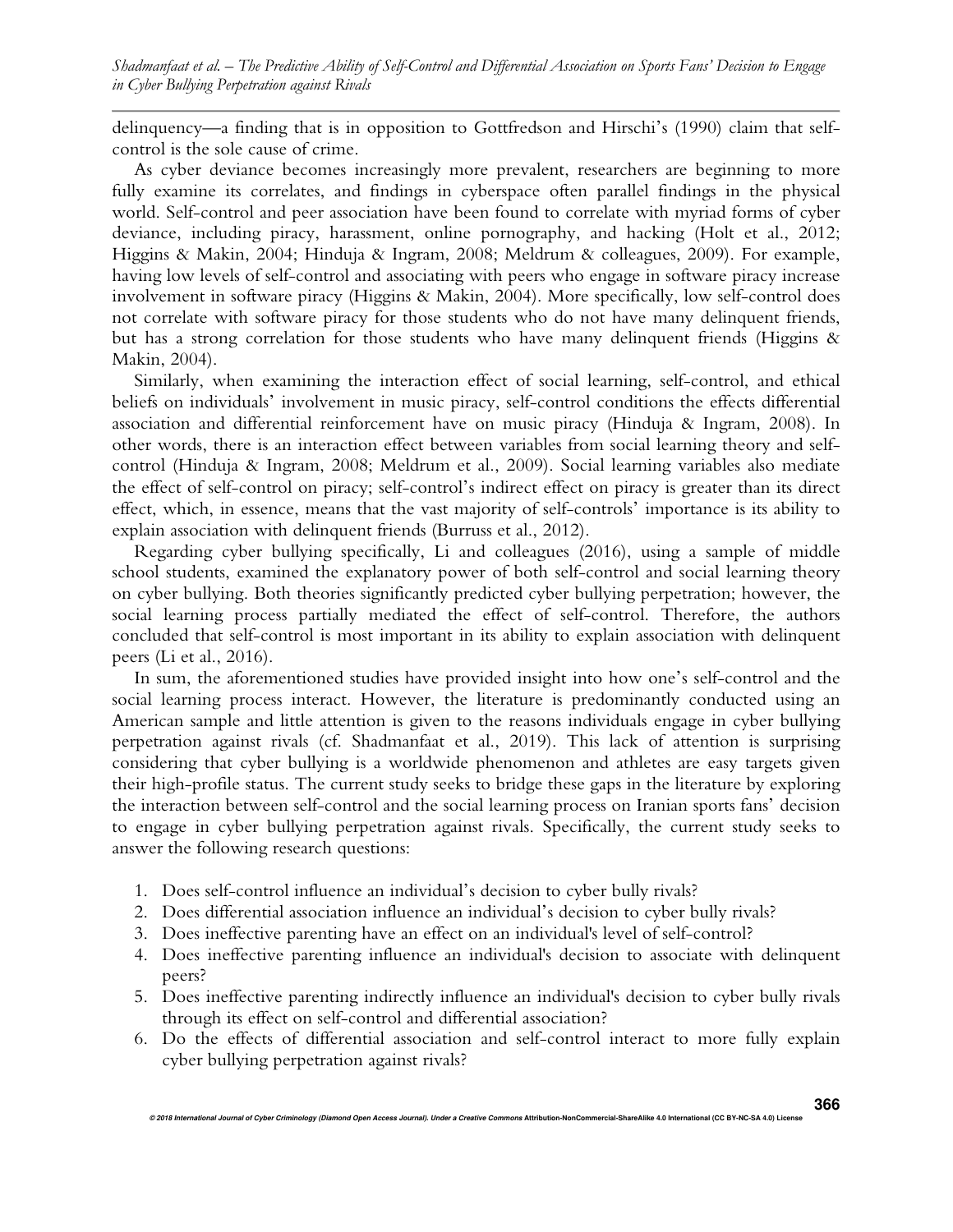delinquency—a finding that is in opposition to Gottfredson and Hirschi's (1990) claim that self-control is the sole cause of crime.

As cyber deviance becomes increasingly more prevalent, researchers are beginning to more fully examine its correlates, and findings in cyberspace often parallel findings in the physical world. Self-control and peer association have been found to correlate with myriad forms of cyber deviance, including piracy, harassment, online pornography, and hacking (Holt et al., 2012; Higgins & Makin, 2004; Hinduja & Ingram, 2008; Meldrum & colleagues, 2009). For example, having low levels of self-control and associating with peers who engage in software piracy increase involvement in software piracy (Higgins & Makin, 2004). More specifically, low self-control does not correlate with software piracy for those students who do not have many delinquent friends, but has a strong correlation for those students who have many delinquent friends (Higgins & Makin, 2004).

Similarly, when examining the interaction effect of social learning, self-control, and ethical beliefs on individuals' involvement in music piracy, self-control conditions the effects differential association and differential reinforcement have on music piracy (Hinduja & Ingram, 2008). In other words, there is an interaction effect between variables from social learning theory and self-control (Hinduja & Ingram, 2008; Meldrum et al., 2009). Social learning variables also mediate the effect of self-control on piracy; self-control's indirect effect on piracy is greater than its direct effect, which, in essence, means that the vast majority of self-controls' importance is its ability to explain association with delinquent friends (Burruss et al., 2012).

Regarding cyber bullying specifically, Li and colleagues (2016), using a sample of middle school students, examined the explanatory power of both self-control and social learning theory on cyber bullying. Both theories significantly predicted cyber bullying perpetration; however, the social learning process partially mediated the effect of self-control. Therefore, the authors concluded that self-control is most important in its ability to explain association with delinquent peers (Li et al., 2016).

In sum, the aforementioned studies have provided insight into how one's self-control and the social learning process interact. However, the literature is predominantly conducted using an American sample and little attention is given to the reasons individuals engage in cyber bullying perpetration against rivals (cf. Shadmanfaat et al., 2019). This lack of attention is surprising considering that cyber bullying is a worldwide phenomenon and athletes are easy targets given their high-profile status. The current study seeks to bridge these gaps in the literature by exploring the interaction between self-control and the social learning process on Iranian sports fans' decision to engage in cyber bullying perpetration against rivals. Specifically, the current study seeks to answer the following research questions:

1. Does self-control influence an individual's decision to cyber bully rivals?
2. Does differential association influence an individual's decision to cyber bully rivals?
3. Does ineffective parenting have an effect on an individual's level of self-control?
4. Does ineffective parenting influence an individual's decision to associate with delinquent peers?
5. Does ineffective parenting indirectly influence an individual's decision to cyber bully rivals through its effect on self-control and differential association?
6. Do the effects of differential association and self-control interact to more fully explain cyber bullying perpetration against rivals?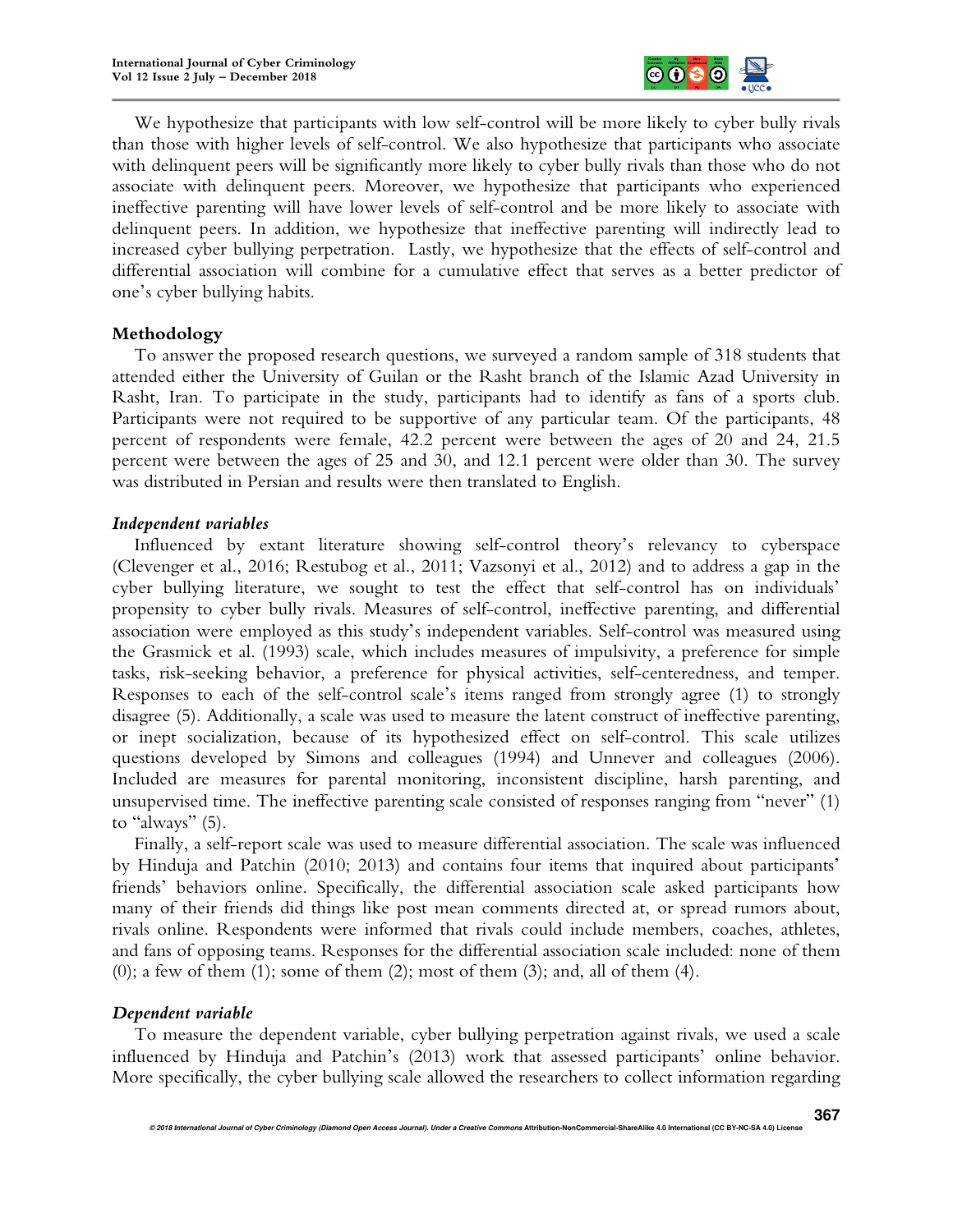We hypothesize that participants with low self-control will be more likely to cyber bully rivals than those with higher levels of self-control. We also hypothesize that participants who associate with delinquent peers will be significantly more likely to cyber bully rivals than those who do not associate with delinquent peers. Moreover, we hypothesize that participants who experienced ineffective parenting will have lower levels of self-control and be more likely to associate with delinquent peers. In addition, we hypothesize that ineffective parenting will indirectly lead to increased cyber bullying perpetration. Lastly, we hypothesize that the effects of self-control and differential association will combine for a cumulative effect that serves as a better predictor of one's cyber bullying habits.

## Methodology

To answer the proposed research questions, we surveyed a random sample of 318 students that attended either the University of Guilan or the Rasht branch of the Islamic Azad University in Rasht, Iran. To participate in the study, participants had to identify as fans of a sports club. Participants were not required to be supportive of any particular team. Of the participants, 48 percent of respondents were female, 42.2 percent were between the ages of 20 and 24, 21.5 percent were between the ages of 25 and 30, and 12.1 percent were older than 30. The survey was distributed in Persian and results were then translated to English.

### *Independent variables*

Influenced by extant literature showing self-control theory's relevancy to cyberspace (Clevenger et al., 2016; Restubog et al., 2011; Vazsonyi et al., 2012) and to address a gap in the cyber bullying literature, we sought to test the effect that self-control has on individuals' propensity to cyber bully rivals. Measures of self-control, ineffective parenting, and differential association were employed as this study's independent variables. Self-control was measured using the Grasmick et al. (1993) scale, which includes measures of impulsivity, a preference for simple tasks, risk-seeking behavior, a preference for physical activities, self-centeredness, and temper. Responses to each of the self-control scale's items ranged from strongly agree (1) to strongly disagree (5). Additionally, a scale was used to measure the latent construct of ineffective parenting, or inept socialization, because of its hypothesized effect on self-control. This scale utilizes questions developed by Simons and colleagues (1994) and Unnever and colleagues (2006). Included are measures for parental monitoring, inconsistent discipline, harsh parenting, and unsupervised time. The ineffective parenting scale consisted of responses ranging from "never" (1) to "always" (5).

Finally, a self-report scale was used to measure differential association. The scale was influenced by Hinduja and Patchin (2010; 2013) and contains four items that inquired about participants' friends' behaviors online. Specifically, the differential association scale asked participants how many of their friends did things like post mean comments directed at, or spread rumors about, rivals online. Respondents were informed that rivals could include members, coaches, athletes, and fans of opposing teams. Responses for the differential association scale included: none of them (0); a few of them (1); some of them (2); most of them (3); and, all of them (4).

### *Dependent variable*

To measure the dependent variable, cyber bullying perpetration against rivals, we used a scale influenced by Hinduja and Patchin's (2013) work that assessed participants' online behavior. More specifically, the cyber bullying scale allowed the researchers to collect information regarding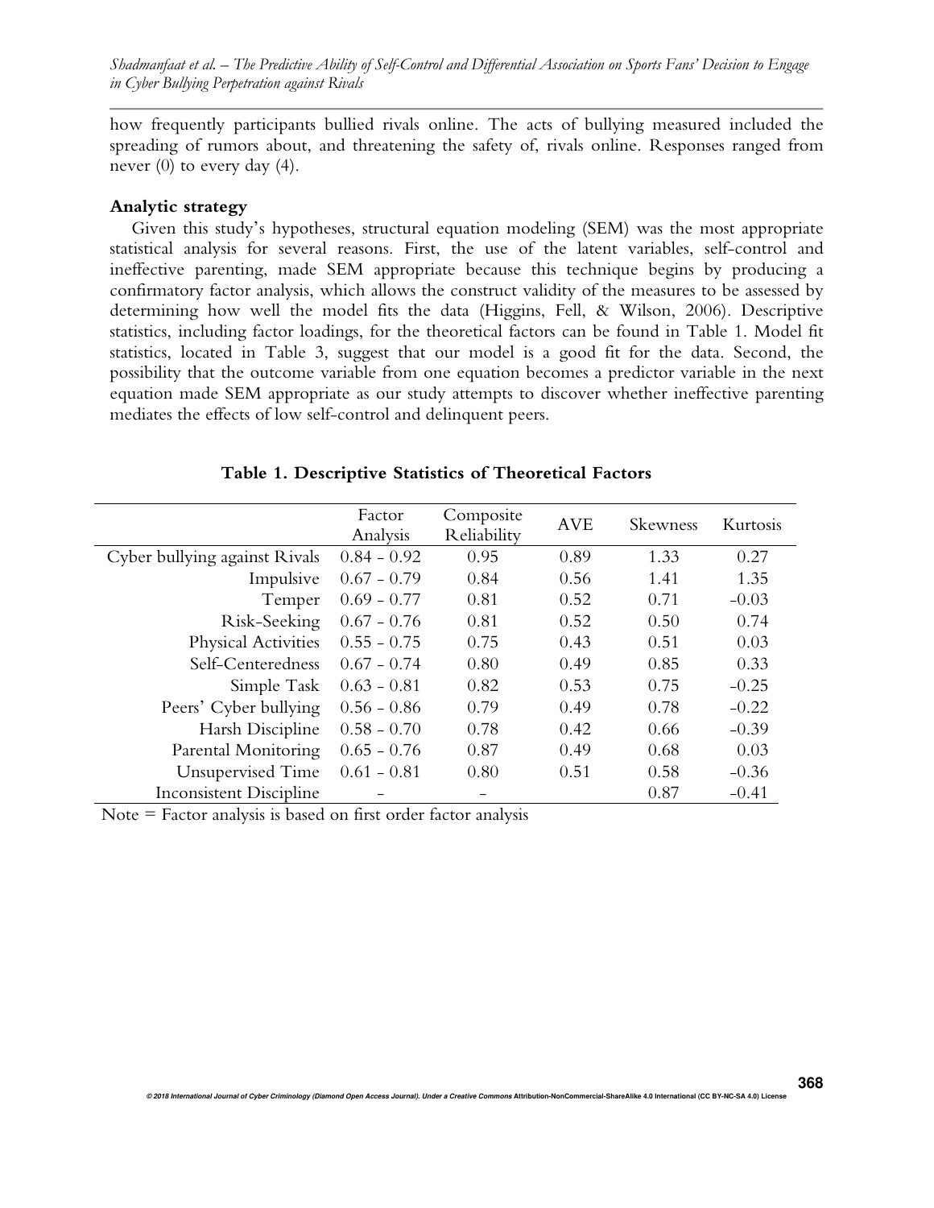how frequently participants bullied rivals online. The acts of bullying measured included the spreading of rumors about, and threatening the safety of, rivals online. Responses ranged from never (0) to every day (4).

### Analytic strategy

Given this study's hypotheses, structural equation modeling (SEM) was the most appropriate statistical analysis for several reasons. First, the use of the latent variables, self-control and ineffective parenting, made SEM appropriate because this technique begins by producing a confirmatory factor analysis, which allows the construct validity of the measures to be assessed by determining how well the model fits the data (Higgins, Fell, & Wilson, 2006). Descriptive statistics, including factor loadings, for the theoretical factors can be found in Table 1. Model fit statistics, located in Table 3, suggest that our model is a good fit for the data. Second, the possibility that the outcome variable from one equation becomes a predictor variable in the next equation made SEM appropriate as our study attempts to discover whether ineffective parenting mediates the effects of low self-control and delinquent peers.

**Table 1. Descriptive Statistics of Theoretical Factors**

| | Factor Analysis | Composite Reliability | AVE | Skewness | Kurtosis |
|---|---|---|---|---|---|
| Cyber bullying against Rivals | 0.84 - 0.92 | 0.95 | 0.89 | 1.33 | 0.27 |
| Impulsive | 0.67 - 0.79 | 0.84 | 0.56 | 1.41 | 1.35 |
| Temper | 0.69 - 0.77 | 0.81 | 0.52 | 0.71 | -0.03 |
| Risk-Seeking | 0.67 - 0.76 | 0.81 | 0.52 | 0.50 | 0.74 |
| Physical Activities | 0.55 - 0.75 | 0.75 | 0.43 | 0.51 | 0.03 |
| Self-Centeredness | 0.67 - 0.74 | 0.80 | 0.49 | 0.85 | 0.33 |
| Simple Task | 0.63 - 0.81 | 0.82 | 0.53 | 0.75 | -0.25 |
| Peers' Cyber bullying | 0.56 - 0.86 | 0.79 | 0.49 | 0.78 | -0.22 |
| Harsh Discipline | 0.58 - 0.70 | 0.78 | 0.42 | 0.66 | -0.39 |
| Parental Monitoring | 0.65 - 0.76 | 0.87 | 0.49 | 0.68 | 0.03 |
| Unsupervised Time | 0.61 - 0.81 | 0.80 | 0.51 | 0.58 | -0.36 |
| Inconsistent Discipline | - | - | | 0.87 | -0.41 |

Note = Factor analysis is based on first order factor analysis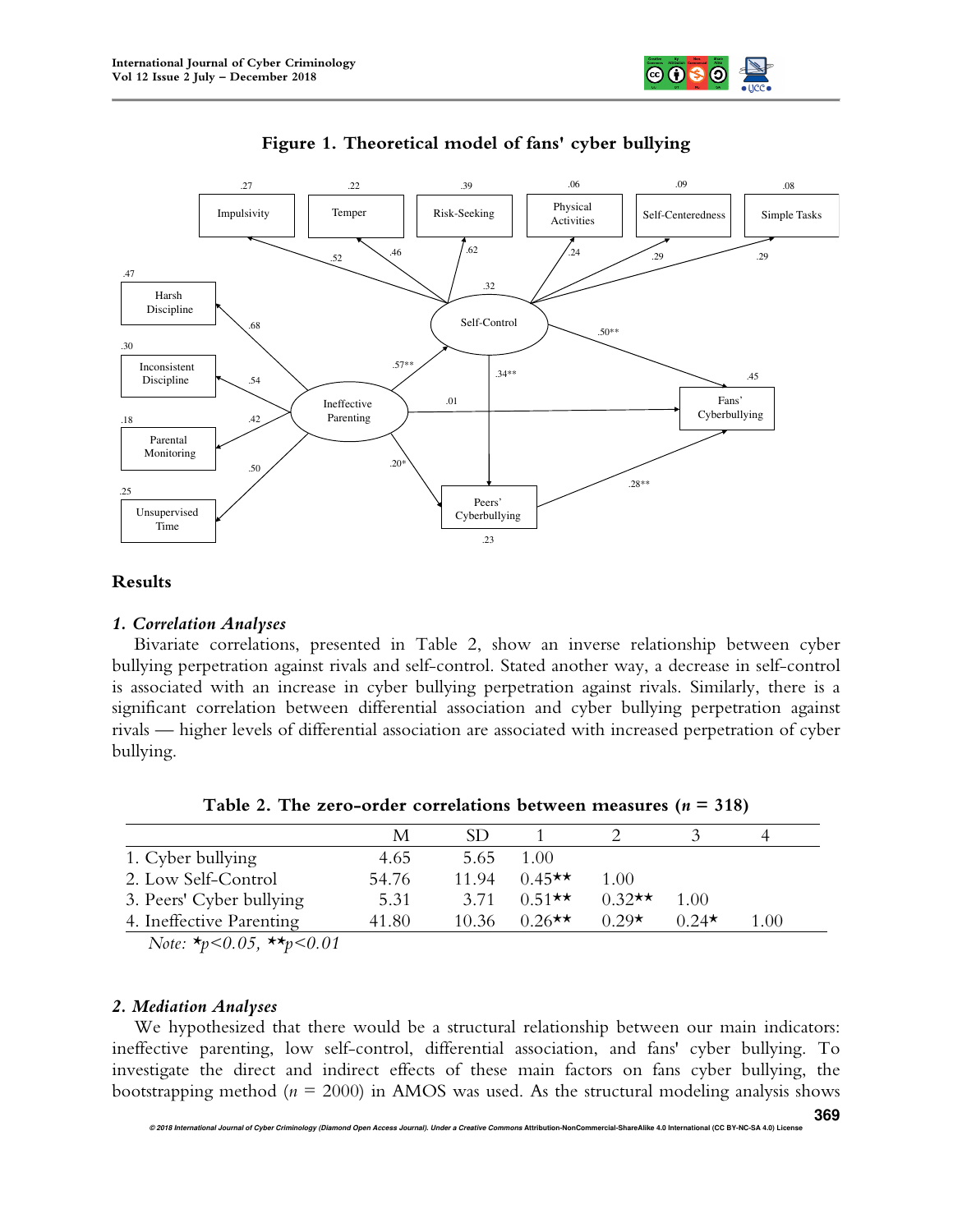**Figure 1. Theoretical model of fans' cyber bullying**

## Results

### *1. Correlation Analyses*

Bivariate correlations, presented in Table 2, show an inverse relationship between cyber bullying perpetration against rivals and self-control. Stated another way, a decrease in self-control is associated with an increase in cyber bullying perpetration against rivals. Similarly, there is a significant correlation between differential association and cyber bullying perpetration against rivals — higher levels of differential association are associated with increased perpetration of cyber bullying.

**Table 2. The zero-order correlations between measures (*n* = 318)**

| | M | SD | 1 | 2 | 3 | 4 |
|---|---|---|---|---|---|---|
| 1. Cyber bullying | 4.65 | 5.65 | 1.00 | | | |
| 2. Low Self-Control | 54.76 | 11.94 | 0.45** | 1.00 | | |
| 3. Peers' Cyber bullying | 5.31 | 3.71 | 0.51** | 0.32** | 1.00 | |
| 4. Ineffective Parenting | 41.80 | 10.36 | 0.26** | 0.29* | 0.24* | 1.00 |

*Note:* $^*p<0.05$, $^{**}p<0.01$

### *2. Mediation Analyses*

We hypothesized that there would be a structural relationship between our main indicators: ineffective parenting, low self-control, differential association, and fans' cyber bullying. To investigate the direct and indirect effects of these main factors on fans cyber bullying, the bootstrapping method (*n* = 2000) in AMOS was used. As the structural modeling analysis shows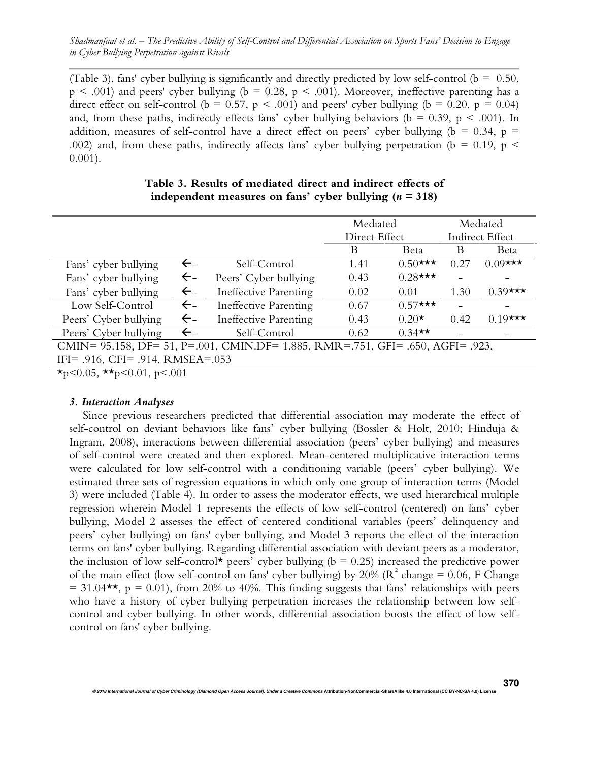(Table 3), fans' cyber bullying is significantly and directly predicted by low self-control (b = 0.50, $p < .001$) and peers' cyber bullying (b = 0.28, $p < .001$). Moreover, ineffective parenting has a direct effect on self-control (b = 0.57, $p < .001$) and peers' cyber bullying (b = 0.20, p = 0.04) and, from these paths, indirectly effects fans' cyber bullying behaviors (b = 0.39, $p < .001$). In addition, measures of self-control have a direct effect on peers' cyber bullying (b = 0.34, p = .002) and, from these paths, indirectly affects fans' cyber bullying perpetration (b = 0.19, $p < 0.001$).

**Table 3. Results of mediated direct and indirect effects of independent measures on fans' cyber bullying (*n* = 318)**

| | | | Mediated Direct Effect | | Mediated Indirect Effect | |
|---|---|---|---|---|---|---|
| | | | B | Beta | B | Beta |
| Fans' cyber bullying | <- | Self-Control | 1.41 | 0.50*** | 0.27 | 0.09*** |
| Fans' cyber bullying | <- | Peers' Cyber bullying | 0.43 | 0.28*** | - | - |
| Fans' cyber bullying | <- | Ineffective Parenting | 0.02 | 0.01 | 1.30 | 0.39*** |
| Low Self-Control | <- | Ineffective Parenting | 0.67 | 0.57*** | - | - |
| Peers' Cyber bullying | <- | Ineffective Parenting | 0.43 | 0.20* | 0.42 | 0.19*** |
| Peers' Cyber bullying | <- | Self-Control | 0.62 | 0.34** | - | - |
| CMIN= 95.158, DF= 51, P=.001, CMIN.DF= 1.885, RMR=.751, GFI= .650, AGFI= .923, IFI= .916, CFI= .914, RMSEA=.053 | | | | | | |

*p<0.05, **p<0.01, p<.001

### *3. Interaction Analyses*

Since previous researchers predicted that differential association may moderate the effect of self-control on deviant behaviors like fans' cyber bullying (Bossler & Holt, 2010; Hinduja & Ingram, 2008), interactions between differential association (peers' cyber bullying) and measures of self-control were created and then explored. Mean-centered multiplicative interaction terms were calculated for low self-control with a conditioning variable (peers' cyber bullying). We estimated three sets of regression equations in which only one group of interaction terms (Model 3) were included (Table 4). In order to assess the moderator effects, we used hierarchical multiple regression wherein Model 1 represents the effects of low self-control (centered) on fans' cyber bullying, Model 2 assesses the effect of centered conditional variables (peers' delinquency and peers' cyber bullying) on fans' cyber bullying, and Model 3 reports the effect of the interaction terms on fans' cyber bullying. Regarding differential association with deviant peers as a moderator, the inclusion of low self-control* peers' cyber bullying (b = 0.25) increased the predictive power of the main effect (low self-control on fans' cyber bullying) by 20% ($R^2$ change = 0.06, F Change = 31.04**, p = 0.01), from 20% to 40%. This finding suggests that fans' relationships with peers who have a history of cyber bullying perpetration increases the relationship between low self-control and cyber bullying. In other words, differential association boosts the effect of low self-control on fans' cyber bullying.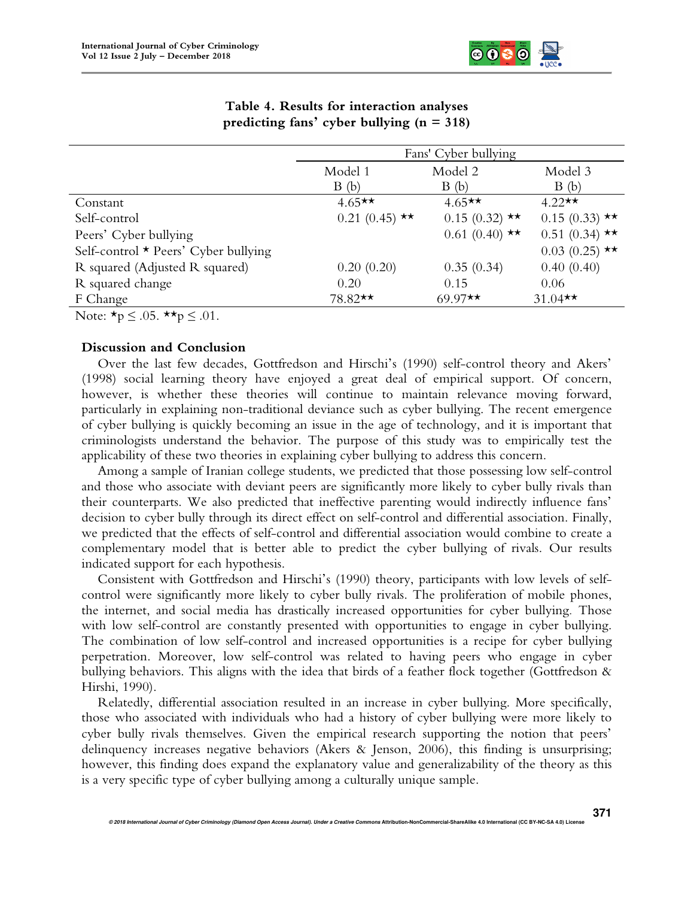**Table 4. Results for interaction analyses predicting fans' cyber bullying (n = 318)**

| | Fans' Cyber bullying | | |
|---|---|---|---|
| | Model 1 B (b) | Model 2 B (b) | Model 3 B (b) |
| Constant | 4.65** | 4.65** | 4.22** |
| Self-control | 0.21 (0.45) ** | 0.15 (0.32) ** | 0.15 (0.33) ** |
| Peers' Cyber bullying | | 0.61 (0.40) ** | 0.51 (0.34) ** |
| Self-control * Peers' Cyber bullying | | | 0.03 (0.25) ** |
| R squared (Adjusted R squared) | 0.20 (0.20) | 0.35 (0.34) | 0.40 (0.40) |
| R squared change | 0.20 | 0.15 | 0.06 |
| F Change | 78.82** | 69.97** | 31.04** |

Note: *p ≤ .05. **p ≤ .01.

### Discussion and Conclusion

Over the last few decades, Gottfredson and Hirschi's (1990) self-control theory and Akers' (1998) social learning theory have enjoyed a great deal of empirical support. Of concern, however, is whether these theories will continue to maintain relevance moving forward, particularly in explaining non-traditional deviance such as cyber bullying. The recent emergence of cyber bullying is quickly becoming an issue in the age of technology, and it is important that criminologists understand the behavior. The purpose of this study was to empirically test the applicability of these two theories in explaining cyber bullying to address this concern.

Among a sample of Iranian college students, we predicted that those possessing low self-control and those who associate with deviant peers are significantly more likely to cyber bully rivals than their counterparts. We also predicted that ineffective parenting would indirectly influence fans' decision to cyber bully through its direct effect on self-control and differential association. Finally, we predicted that the effects of self-control and differential association would combine to create a complementary model that is better able to predict the cyber bullying of rivals. Our results indicated support for each hypothesis.

Consistent with Gottfredson and Hirschi's (1990) theory, participants with low levels of self-control were significantly more likely to cyber bully rivals. The proliferation of mobile phones, the internet, and social media has drastically increased opportunities for cyber bullying. Those with low self-control are constantly presented with opportunities to engage in cyber bullying. The combination of low self-control and increased opportunities is a recipe for cyber bullying perpetration. Moreover, low self-control was related to having peers who engage in cyber bullying behaviors. This aligns with the idea that birds of a feather flock together (Gottfredson & Hirshi, 1990).

Relatedly, differential association resulted in an increase in cyber bullying. More specifically, those who associated with individuals who had a history of cyber bullying were more likely to cyber bully rivals themselves. Given the empirical research supporting the notion that peers' delinquency increases negative behaviors (Akers & Jenson, 2006), this finding is unsurprising; however, this finding does expand the explanatory value and generalizability of the theory as this is a very specific type of cyber bullying among a culturally unique sample.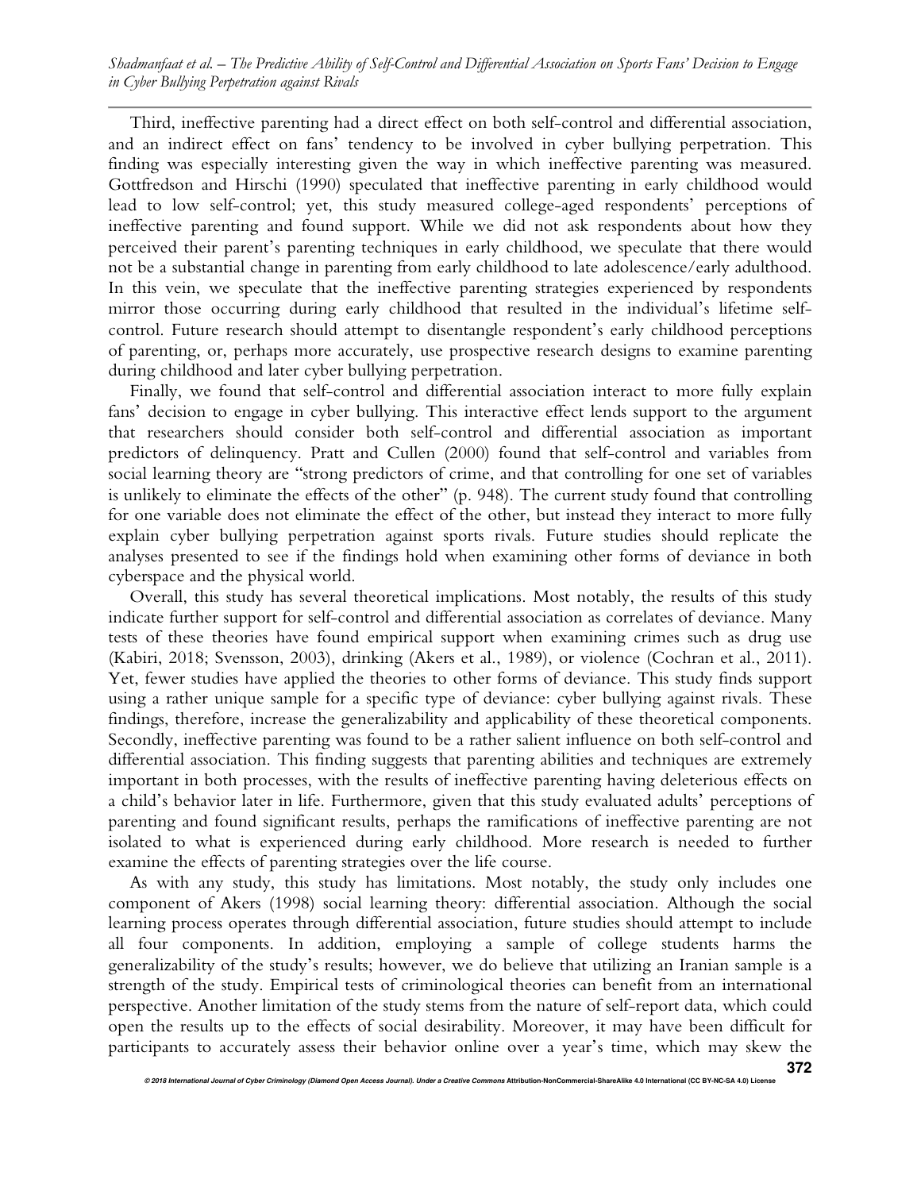Third, ineffective parenting had a direct effect on both self-control and differential association, and an indirect effect on fans' tendency to be involved in cyber bullying perpetration. This finding was especially interesting given the way in which ineffective parenting was measured. Gottfredson and Hirschi (1990) speculated that ineffective parenting in early childhood would lead to low self-control; yet, this study measured college-aged respondents' perceptions of ineffective parenting and found support. While we did not ask respondents about how they perceived their parent's parenting techniques in early childhood, we speculate that there would not be a substantial change in parenting from early childhood to late adolescence/early adulthood. In this vein, we speculate that the ineffective parenting strategies experienced by respondents mirror those occurring during early childhood that resulted in the individual's lifetime self-control. Future research should attempt to disentangle respondent's early childhood perceptions of parenting, or, perhaps more accurately, use prospective research designs to examine parenting during childhood and later cyber bullying perpetration.

Finally, we found that self-control and differential association interact to more fully explain fans' decision to engage in cyber bullying. This interactive effect lends support to the argument that researchers should consider both self-control and differential association as important predictors of delinquency. Pratt and Cullen (2000) found that self-control and variables from social learning theory are "strong predictors of crime, and that controlling for one set of variables is unlikely to eliminate the effects of the other" (p. 948). The current study found that controlling for one variable does not eliminate the effect of the other, but instead they interact to more fully explain cyber bullying perpetration against sports rivals. Future studies should replicate the analyses presented to see if the findings hold when examining other forms of deviance in both cyberspace and the physical world.

Overall, this study has several theoretical implications. Most notably, the results of this study indicate further support for self-control and differential association as correlates of deviance. Many tests of these theories have found empirical support when examining crimes such as drug use (Kabiri, 2018; Svensson, 2003), drinking (Akers et al., 1989), or violence (Cochran et al., 2011). Yet, fewer studies have applied the theories to other forms of deviance. This study finds support using a rather unique sample for a specific type of deviance: cyber bullying against rivals. These findings, therefore, increase the generalizability and applicability of these theoretical components. Secondly, ineffective parenting was found to be a rather salient influence on both self-control and differential association. This finding suggests that parenting abilities and techniques are extremely important in both processes, with the results of ineffective parenting having deleterious effects on a child's behavior later in life. Furthermore, given that this study evaluated adults' perceptions of parenting and found significant results, perhaps the ramifications of ineffective parenting are not isolated to what is experienced during early childhood. More research is needed to further examine the effects of parenting strategies over the life course.

As with any study, this study has limitations. Most notably, the study only includes one component of Akers (1998) social learning theory: differential association. Although the social learning process operates through differential association, future studies should attempt to include all four components. In addition, employing a sample of college students harms the generalizability of the study's results; however, we do believe that utilizing an Iranian sample is a strength of the study. Empirical tests of criminological theories can benefit from an international perspective. Another limitation of the study stems from the nature of self-report data, which could open the results up to the effects of social desirability. Moreover, it may have been difficult for participants to accurately assess their behavior online over a year's time, which may skew the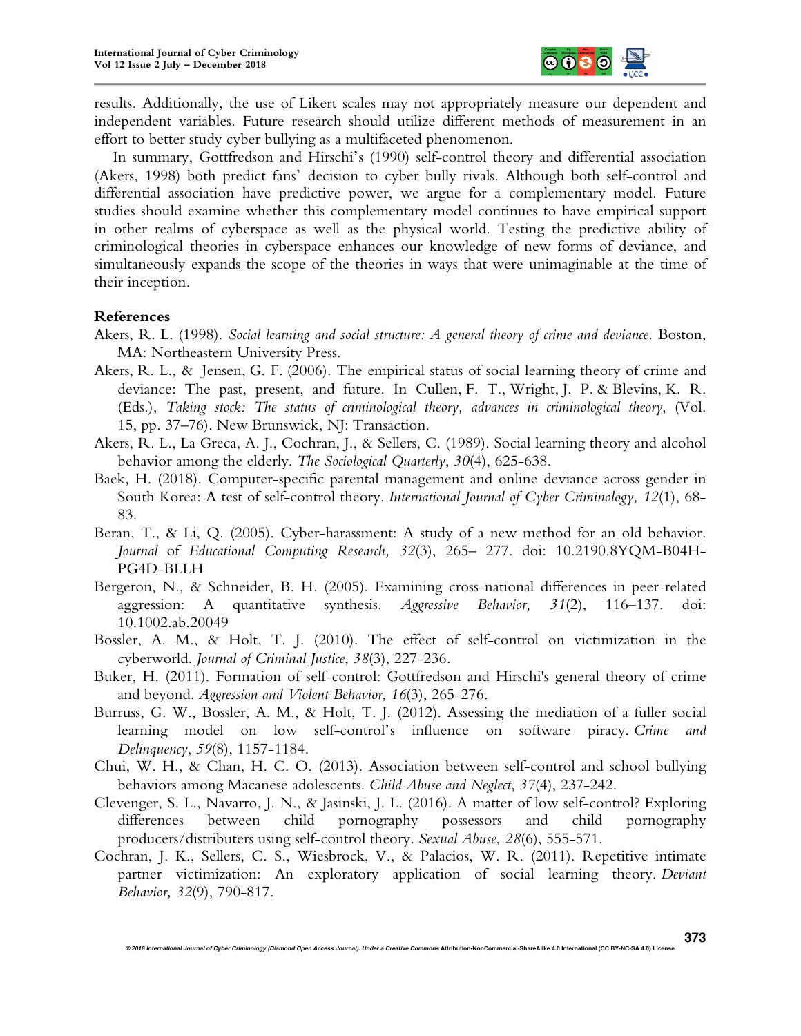results. Additionally, the use of Likert scales may not appropriately measure our dependent and independent variables. Future research should utilize different methods of measurement in an effort to better study cyber bullying as a multifaceted phenomenon.

In summary, Gottfredson and Hirschi's (1990) self-control theory and differential association (Akers, 1998) both predict fans' decision to cyber bully rivals. Although both self-control and differential association have predictive power, we argue for a complementary model. Future studies should examine whether this complementary model continues to have empirical support in other realms of cyberspace as well as the physical world. Testing the predictive ability of criminological theories in cyberspace enhances our knowledge of new forms of deviance, and simultaneously expands the scope of the theories in ways that were unimaginable at the time of their inception.

## References

Akers, R. L. (1998). *Social learning and social structure: A general theory of crime and deviance.* Boston, MA: Northeastern University Press.

Akers, R. L., & Jensen, G. F. (2006). The empirical status of social learning theory of crime and deviance: The past, present, and future. In Cullen, F. T., Wright, J. P. & Blevins, K. R. (Eds.), *Taking stock: The status of criminological theory, advances in criminological theory*, (Vol. 15, pp. 37–76). New Brunswick, NJ: Transaction.

Akers, R. L., La Greca, A. J., Cochran, J., & Sellers, C. (1989). Social learning theory and alcohol behavior among the elderly. *The Sociological Quarterly*, *30*(4), 625-638.

Baek, H. (2018). Computer-specific parental management and online deviance across gender in South Korea: A test of self-control theory. *International Journal of Cyber Criminology*, *12*(1), 68-83.

Beran, T., & Li, Q. (2005). Cyber-harassment: A study of a new method for an old behavior. *Journal* of *Educational Computing Research, 32*(3), 265– 277. doi: 10.2190.8YQM-B04H-PG4D-BLLH

Bergeron, N., & Schneider, B. H. (2005). Examining cross-national differences in peer-related aggression: A quantitative synthesis. *Aggressive Behavior, 31*(2), 116–137. doi: 10.1002.ab.20049

Bossler, A. M., & Holt, T. J. (2010). The effect of self-control on victimization in the cyberworld. *Journal of Criminal Justice*, *38*(3), 227-236.

Buker, H. (2011). Formation of self-control: Gottfredson and Hirschi's general theory of crime and beyond. *Aggression and Violent Behavior*, *16*(3), 265-276.

Burruss, G. W., Bossler, A. M., & Holt, T. J. (2012). Assessing the mediation of a fuller social learning model on low self-control's influence on software piracy. *Crime and Delinquency*, *59*(8), 1157-1184.

Chui, W. H., & Chan, H. C. O. (2013). Association between self-control and school bullying behaviors among Macanese adolescents. *Child Abuse and Neglect*, *37*(4), 237-242.

Clevenger, S. L., Navarro, J. N., & Jasinski, J. L. (2016). A matter of low self-control? Exploring differences between child pornography possessors and child pornography producers/distributers using self-control theory. *Sexual Abuse*, *28*(6), 555-571.

Cochran, J. K., Sellers, C. S., Wiesbrock, V., & Palacios, W. R. (2011). Repetitive intimate partner victimization: An exploratory application of social learning theory. *Deviant Behavior, 32*(9), 790-817.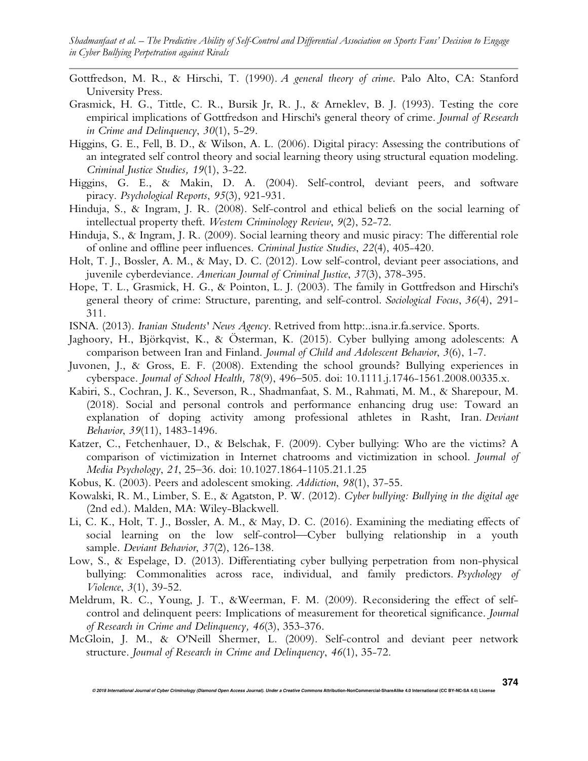Gottfredson, M. R., & Hirschi, T. (1990). *A general theory of crime*. Palo Alto, CA: Stanford University Press.

Grasmick, H. G., Tittle, C. R., Bursik Jr, R. J., & Arneklev, B. J. (1993). Testing the core empirical implications of Gottfredson and Hirschi's general theory of crime. *Journal of Research in Crime and Delinquency*, *30*(1), 5-29.

Higgins, G. E., Fell, B. D., & Wilson, A. L. (2006). Digital piracy: Assessing the contributions of an integrated self control theory and social learning theory using structural equation modeling. *Criminal Justice Studies, 19*(1), 3-22.

Higgins, G. E., & Makin, D. A. (2004). Self-control, deviant peers, and software piracy. *Psychological Reports*, *95*(3), 921-931.

Hinduja, S., & Ingram, J. R. (2008). Self-control and ethical beliefs on the social learning of intellectual property theft. *Western Criminology Review*, *9*(2), 52-72.

Hinduja, S., & Ingram, J. R. (2009). Social learning theory and music piracy: The differential role of online and offline peer influences. *Criminal Justice Studies*, *22*(4), 405-420.

Holt, T. J., Bossler, A. M., & May, D. C. (2012). Low self-control, deviant peer associations, and juvenile cyberdeviance. *American Journal of Criminal Justice*, *37*(3), 378-395.

Hope, T. L., Grasmick, H. G., & Pointon, L. J. (2003). The family in Gottfredson and Hirschi's general theory of crime: Structure, parenting, and self-control. *Sociological Focus*, *36*(4), 291-311.

ISNA. (2013). *Iranian Students' News Agency*. Retrived from http:..isna.ir.fa.service. Sports.

Jaghoory, H., Björkqvist, K., & Österman, K. (2015). Cyber bullying among adolescents: A comparison between Iran and Finland. *Journal of Child and Adolescent Behavior*, *3*(6), 1-7.

Juvonen, J., & Gross, E. F. (2008). Extending the school grounds? Bullying experiences in cyberspace. *Journal of School Health, 78*(9), 496–505. doi: 10.1111.j.1746-1561.2008.00335.x.

Kabiri, S., Cochran, J. K., Severson, R., Shadmanfaat, S. M., Rahmati, M. M., & Sharepour, M. (2018). Social and personal controls and performance enhancing drug use: Toward an explanation of doping activity among professional athletes in Rasht, Iran. *Deviant Behavior*, *39*(11), 1483-1496.

Katzer, C., Fetchenhauer, D., & Belschak, F. (2009). Cyber bullying: Who are the victims? A comparison of victimization in Internet chatrooms and victimization in school. *Journal of Media Psychology*, *21*, 25–36. doi: 10.1027.1864-1105.21.1.25

Kobus, K. (2003). Peers and adolescent smoking. *Addiction*, *98*(1), 37-55.

Kowalski, R. M., Limber, S. E., & Agatston, P. W. (2012). *Cyber bullying: Bullying in the digital age* (2nd ed.). Malden, MA: Wiley-Blackwell.

Li, C. K., Holt, T. J., Bossler, A. M., & May, D. C. (2016). Examining the mediating effects of social learning on the low self-control—Cyber bullying relationship in a youth sample. *Deviant Behavior*, *37*(2), 126-138.

Low, S., & Espelage, D. (2013). Differentiating cyber bullying perpetration from non-physical bullying: Commonalities across race, individual, and family predictors. *Psychology of Violence*, *3*(1), 39-52.

Meldrum, R. C., Young, J. T., &Weerman, F. M. (2009). Reconsidering the effect of self-control and delinquent peers: Implications of measurement for theoretical significance. *Journal of Research in Crime and Delinquency, 46*(3), 353-376.

McGloin, J. M., & O'Neill Shermer, L. (2009). Self-control and deviant peer network structure. *Journal of Research in Crime and Delinquency*, *46*(1), 35-72.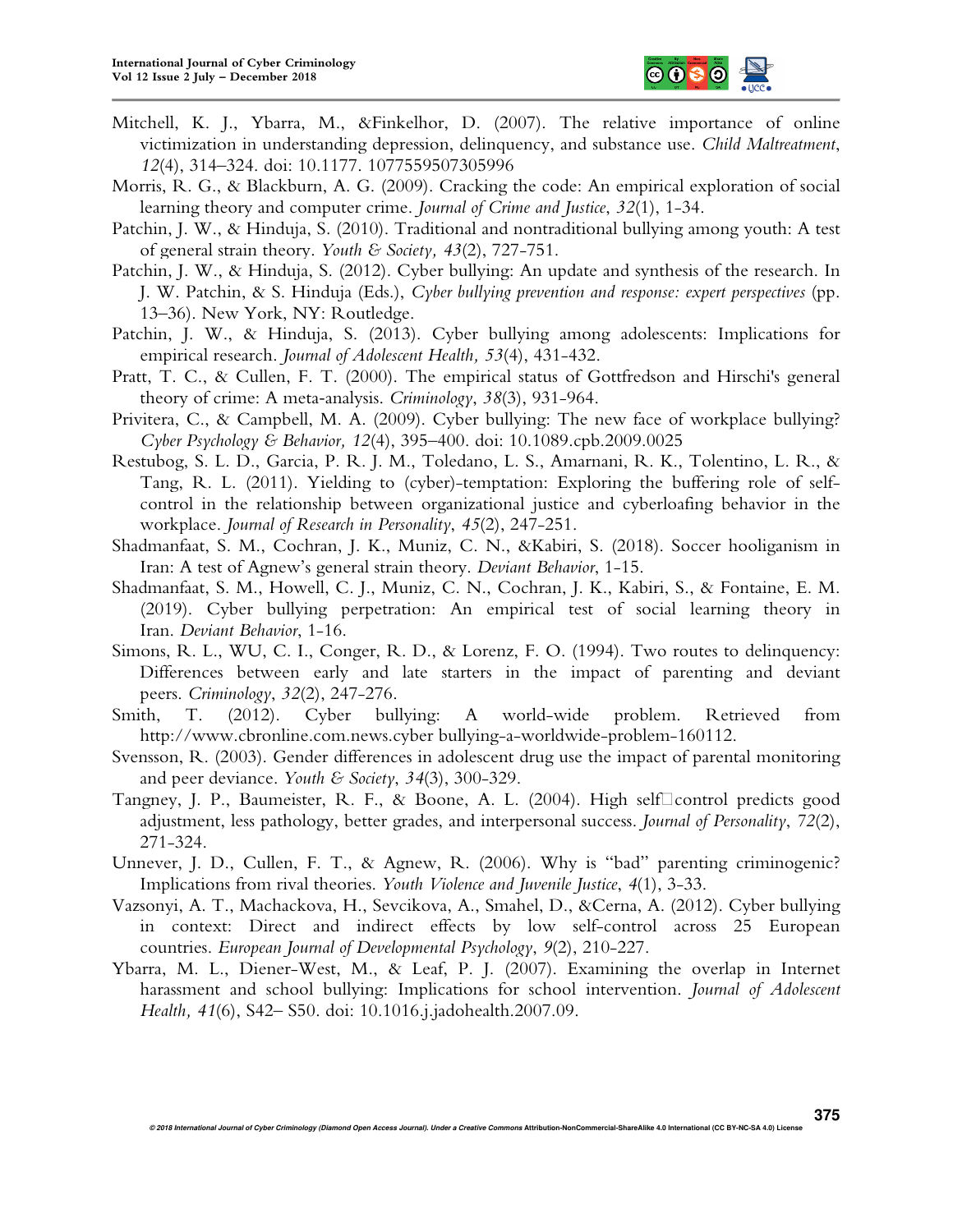Mitchell, K. J., Ybarra, M., &Finkelhor, D. (2007). The relative importance of online victimization in understanding depression, delinquency, and substance use. *Child Maltreatment*, *12*(4), 314–324. doi: 10.1177. 1077559507305996

Morris, R. G., & Blackburn, A. G. (2009). Cracking the code: An empirical exploration of social learning theory and computer crime. *Journal of Crime and Justice*, *32*(1), 1-34.

Patchin, J. W., & Hinduja, S. (2010). Traditional and nontraditional bullying among youth: A test of general strain theory. *Youth & Society, 43*(2), 727-751.

Patchin, J. W., & Hinduja, S. (2012). Cyber bullying: An update and synthesis of the research. In J. W. Patchin, & S. Hinduja (Eds.), *Cyber bullying prevention and response: expert perspectives* (pp. 13–36). New York, NY: Routledge.

Patchin, J. W., & Hinduja, S. (2013). Cyber bullying among adolescents: Implications for empirical research. *Journal of Adolescent Health, 53*(4), 431-432.

Pratt, T. C., & Cullen, F. T. (2000). The empirical status of Gottfredson and Hirschi's general theory of crime: A meta-analysis. *Criminology*, *38*(3), 931-964.

Privitera, C., & Campbell, M. A. (2009). Cyber bullying: The new face of workplace bullying? *Cyber Psychology & Behavior, 12*(4), 395–400. doi: 10.1089.cpb.2009.0025

Restubog, S. L. D., Garcia, P. R. J. M., Toledano, L. S., Amarnani, R. K., Tolentino, L. R., & Tang, R. L. (2011). Yielding to (cyber)-temptation: Exploring the buffering role of self-control in the relationship between organizational justice and cyberloafing behavior in the workplace. *Journal of Research in Personality*, *45*(2), 247-251.

Shadmanfaat, S. M., Cochran, J. K., Muniz, C. N., &Kabiri, S. (2018). Soccer hooliganism in Iran: A test of Agnew's general strain theory. *Deviant Behavior*, 1-15.

Shadmanfaat, S. M., Howell, C. J., Muniz, C. N., Cochran, J. K., Kabiri, S., & Fontaine, E. M. (2019). Cyber bullying perpetration: An empirical test of social learning theory in Iran. *Deviant Behavior*, 1-16.

Simons, R. L., WU, C. I., Conger, R. D., & Lorenz, F. O. (1994). Two routes to delinquency: Differences between early and late starters in the impact of parenting and deviant peers. *Criminology*, *32*(2), 247-276.

Smith, T. (2012). Cyber bullying: A world-wide problem. Retrieved from http://www.cbronline.com.news.cyber bullying-a-worldwide-problem-160112.

Svensson, R. (2003). Gender differences in adolescent drug use the impact of parental monitoring and peer deviance. *Youth & Society*, *34*(3), 300-329.

Tangney, J. P., Baumeister, R. F., & Boone, A. L. (2004). High self control predicts good adjustment, less pathology, better grades, and interpersonal success. *Journal of Personality*, *72*(2), 271-324.

Unnever, J. D., Cullen, F. T., & Agnew, R. (2006). Why is "bad" parenting criminogenic? Implications from rival theories. *Youth Violence and Juvenile Justice*, *4*(1), 3-33.

Vazsonyi, A. T., Machackova, H., Sevcikova, A., Smahel, D., &Cerna, A. (2012). Cyber bullying in context: Direct and indirect effects by low self-control across 25 European countries. *European Journal of Developmental Psychology*, *9*(2), 210-227.

Ybarra, M. L., Diener-West, M., & Leaf, P. J. (2007). Examining the overlap in Internet harassment and school bullying: Implications for school intervention. *Journal of Adolescent Health, 41*(6), S42– S50. doi: 10.1016.j.jadohealth.2007.09.